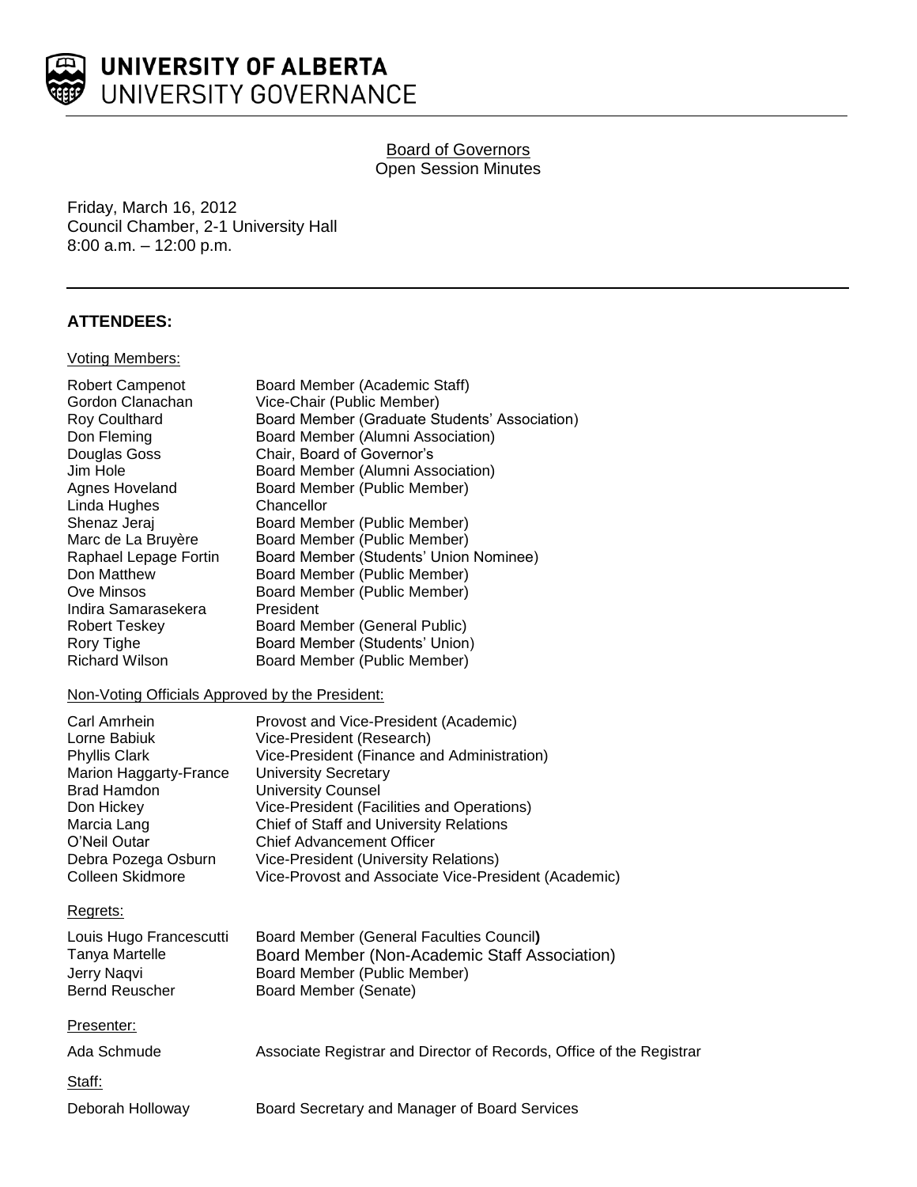# UNIVERSITY OF ALBERTA
## UNIVERSITY GOVERNANCE

Board of Governors
Open Session Minutes

Friday, March 16, 2012
Council Chamber, 2-1 University Hall
8:00 a.m. – 12:00 p.m.

---

## ATTENDEES:

Voting Members:

| | |
|---|---|
| Robert Campenot | Board Member (Academic Staff) |
| Gordon Clanachan | Vice-Chair (Public Member) |
| Roy Coulthard | Board Member (Graduate Students' Association) |
| Don Fleming | Board Member (Alumni Association) |
| Douglas Goss | Chair, Board of Governor's |
| Jim Hole | Board Member (Alumni Association) |
| Agnes Hoveland | Board Member (Public Member) |
| Linda Hughes | Chancellor |
| Shenaz Jeraj | Board Member (Public Member) |
| Marc de La Bruyère | Board Member (Public Member) |
| Raphael Lepage Fortin | Board Member (Students' Union Nominee) |
| Don Matthew | Board Member (Public Member) |
| Ove Minsos | Board Member (Public Member) |
| Indira Samarasekera | President |
| Robert Teskey | Board Member (General Public) |
| Rory Tighe | Board Member (Students' Union) |
| Richard Wilson | Board Member (Public Member) |

Non-Voting Officials Approved by the President:

| | |
|---|---|
| Carl Amrhein | Provost and Vice-President (Academic) |
| Lorne Babiuk | Vice-President (Research) |
| Phyllis Clark | Vice-President (Finance and Administration) |
| Marion Haggarty-France | University Secretary |
| Brad Hamdon | University Counsel |
| Don Hickey | Vice-President (Facilities and Operations) |
| Marcia Lang | Chief of Staff and University Relations |
| O'Neil Outar | Chief Advancement Officer |
| Debra Pozega Osburn | Vice-President (University Relations) |
| Colleen Skidmore | Vice-Provost and Associate Vice-President (Academic) |

Regrets:

| | |
|---|---|
| Louis Hugo Francescutti | Board Member (General Faculties Council) |
| Tanya Martelle | Board Member (Non-Academic Staff Association) |
| Jerry Naqvi | Board Member (Public Member) |
| Bernd Reuscher | Board Member (Senate) |

Presenter:

| | |
|---|---|
| Ada Schmude | Associate Registrar and Director of Records, Office of the Registrar |

Staff:

| | |
|---|---|
| Deborah Holloway | Board Secretary and Manager of Board Services |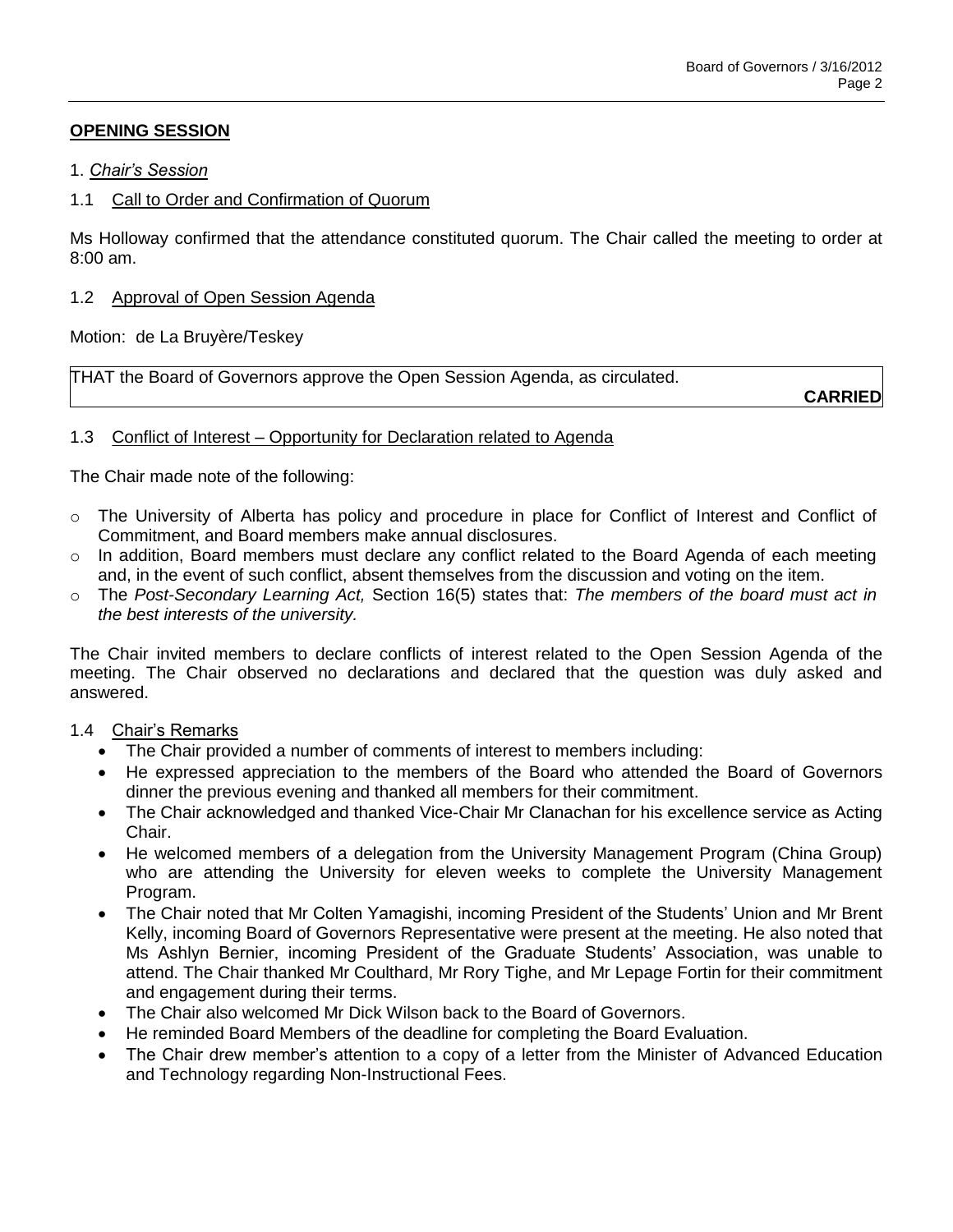## OPENING SESSION

1. *Chair's Session*

### 1.1 Call to Order and Confirmation of Quorum

Ms Holloway confirmed that the attendance constituted quorum. The Chair called the meeting to order at 8:00 am.

### 1.2 Approval of Open Session Agenda

Motion: de La Bruyère/Teskey

THAT the Board of Governors approve the Open Session Agenda, as circulated.

**CARRIED**

### 1.3 Conflict of Interest – Opportunity for Declaration related to Agenda

The Chair made note of the following:

- The University of Alberta has policy and procedure in place for Conflict of Interest and Conflict of Commitment, and Board members make annual disclosures.
- In addition, Board members must declare any conflict related to the Board Agenda of each meeting and, in the event of such conflict, absent themselves from the discussion and voting on the item.
- The *Post-Secondary Learning Act,* Section 16(5) states that: *The members of the board must act in the best interests of the university.*

The Chair invited members to declare conflicts of interest related to the Open Session Agenda of the meeting. The Chair observed no declarations and declared that the question was duly asked and answered.

### 1.4 Chair's Remarks

- The Chair provided a number of comments of interest to members including:
- He expressed appreciation to the members of the Board who attended the Board of Governors dinner the previous evening and thanked all members for their commitment.
- The Chair acknowledged and thanked Vice-Chair Mr Clanachan for his excellence service as Acting Chair.
- He welcomed members of a delegation from the University Management Program (China Group) who are attending the University for eleven weeks to complete the University Management Program.
- The Chair noted that Mr Colten Yamagishi, incoming President of the Students' Union and Mr Brent Kelly, incoming Board of Governors Representative were present at the meeting. He also noted that Ms Ashlyn Bernier, incoming President of the Graduate Students' Association, was unable to attend. The Chair thanked Mr Coulthard, Mr Rory Tighe, and Mr Lepage Fortin for their commitment and engagement during their terms.
- The Chair also welcomed Mr Dick Wilson back to the Board of Governors.
- He reminded Board Members of the deadline for completing the Board Evaluation.
- The Chair drew member's attention to a copy of a letter from the Minister of Advanced Education and Technology regarding Non-Instructional Fees.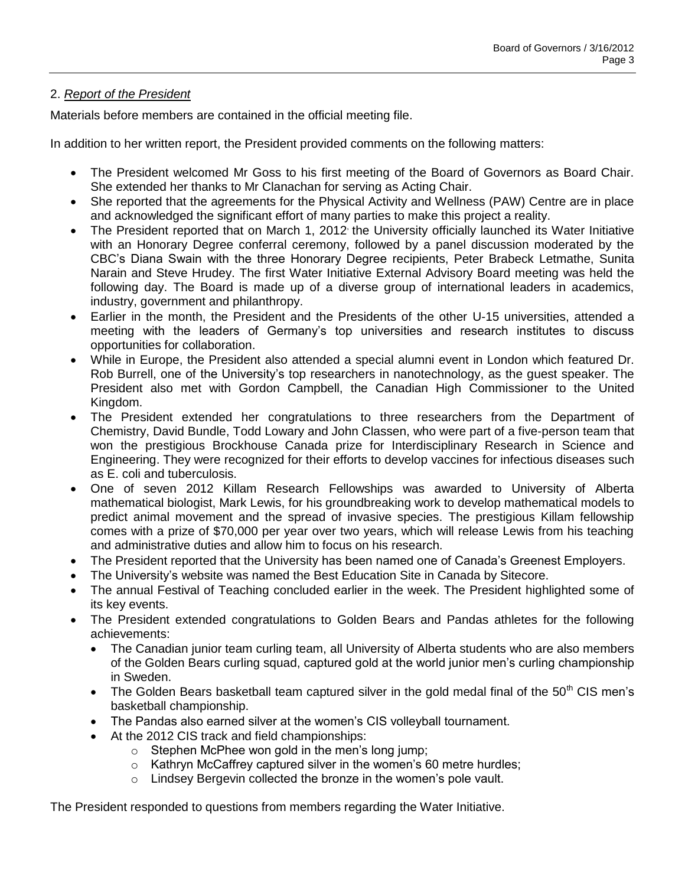## 2. *Report of the President*

Materials before members are contained in the official meeting file.

In addition to her written report, the President provided comments on the following matters:

- The President welcomed Mr Goss to his first meeting of the Board of Governors as Board Chair. She extended her thanks to Mr Clanachan for serving as Acting Chair.
- She reported that the agreements for the Physical Activity and Wellness (PAW) Centre are in place and acknowledged the significant effort of many parties to make this project a reality.
- The President reported that on March 1, 2012, the University officially launched its Water Initiative with an Honorary Degree conferral ceremony, followed by a panel discussion moderated by the CBC's Diana Swain with the three Honorary Degree recipients, Peter Brabeck Letmathe, Sunita Narain and Steve Hrudey. The first Water Initiative External Advisory Board meeting was held the following day. The Board is made up of a diverse group of international leaders in academics, industry, government and philanthropy.
- Earlier in the month, the President and the Presidents of the other U-15 universities, attended a meeting with the leaders of Germany's top universities and research institutes to discuss opportunities for collaboration.
- While in Europe, the President also attended a special alumni event in London which featured Dr. Rob Burrell, one of the University's top researchers in nanotechnology, as the guest speaker. The President also met with Gordon Campbell, the Canadian High Commissioner to the United Kingdom.
- The President extended her congratulations to three researchers from the Department of Chemistry, David Bundle, Todd Lowary and John Classen, who were part of a five-person team that won the prestigious Brockhouse Canada prize for Interdisciplinary Research in Science and Engineering. They were recognized for their efforts to develop vaccines for infectious diseases such as E. coli and tuberculosis.
- One of seven 2012 Killam Research Fellowships was awarded to University of Alberta mathematical biologist, Mark Lewis, for his groundbreaking work to develop mathematical models to predict animal movement and the spread of invasive species. The prestigious Killam fellowship comes with a prize of $70,000 per year over two years, which will release Lewis from his teaching and administrative duties and allow him to focus on his research.
- The President reported that the University has been named one of Canada's Greenest Employers.
- The University's website was named the Best Education Site in Canada by Sitecore.
- The annual Festival of Teaching concluded earlier in the week. The President highlighted some of its key events.
- The President extended congratulations to Golden Bears and Pandas athletes for the following achievements:
  - The Canadian junior team curling team, all University of Alberta students who are also members of the Golden Bears curling squad, captured gold at the world junior men's curling championship in Sweden.
  - The Golden Bears basketball team captured silver in the gold medal final of the 50th CIS men's basketball championship.
  - The Pandas also earned silver at the women's CIS volleyball tournament.
  - At the 2012 CIS track and field championships:
    - Stephen McPhee won gold in the men's long jump;
    - Kathryn McCaffrey captured silver in the women's 60 metre hurdles;
    - Lindsey Bergevin collected the bronze in the women's pole vault.

The President responded to questions from members regarding the Water Initiative.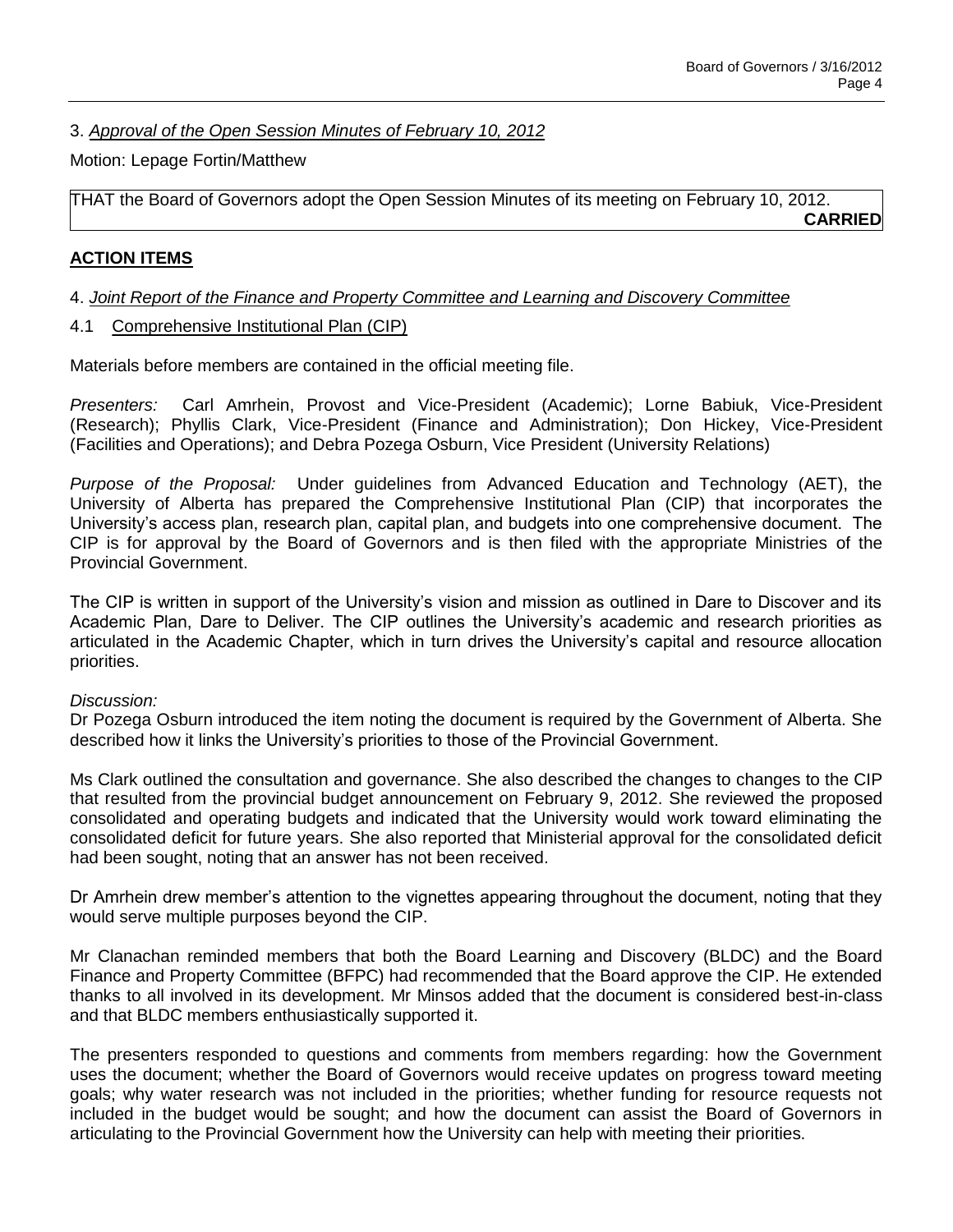3. *Approval of the Open Session Minutes of February 10, 2012*

Motion: Lepage Fortin/Matthew

THAT the Board of Governors adopt the Open Session Minutes of its meeting on February 10, 2012.

**CARRIED**

## ACTION ITEMS

4. *Joint Report of the Finance and Property Committee and Learning and Discovery Committee*

4.1 Comprehensive Institutional Plan (CIP)

Materials before members are contained in the official meeting file.

*Presenters:* Carl Amrhein, Provost and Vice-President (Academic); Lorne Babiuk, Vice-President (Research); Phyllis Clark, Vice-President (Finance and Administration); Don Hickey, Vice-President (Facilities and Operations); and Debra Pozega Osburn, Vice President (University Relations)

*Purpose of the Proposal:* Under guidelines from Advanced Education and Technology (AET), the University of Alberta has prepared the Comprehensive Institutional Plan (CIP) that incorporates the University's access plan, research plan, capital plan, and budgets into one comprehensive document. The CIP is for approval by the Board of Governors and is then filed with the appropriate Ministries of the Provincial Government.

The CIP is written in support of the University's vision and mission as outlined in Dare to Discover and its Academic Plan, Dare to Deliver. The CIP outlines the University's academic and research priorities as articulated in the Academic Chapter, which in turn drives the University's capital and resource allocation priorities.

*Discussion:*

Dr Pozega Osburn introduced the item noting the document is required by the Government of Alberta. She described how it links the University's priorities to those of the Provincial Government.

Ms Clark outlined the consultation and governance. She also described the changes to changes to the CIP that resulted from the provincial budget announcement on February 9, 2012. She reviewed the proposed consolidated and operating budgets and indicated that the University would work toward eliminating the consolidated deficit for future years. She also reported that Ministerial approval for the consolidated deficit had been sought, noting that an answer has not been received.

Dr Amrhein drew member's attention to the vignettes appearing throughout the document, noting that they would serve multiple purposes beyond the CIP.

Mr Clanachan reminded members that both the Board Learning and Discovery (BLDC) and the Board Finance and Property Committee (BFPC) had recommended that the Board approve the CIP. He extended thanks to all involved in its development. Mr Minsos added that the document is considered best-in-class and that BLDC members enthusiastically supported it.

The presenters responded to questions and comments from members regarding: how the Government uses the document; whether the Board of Governors would receive updates on progress toward meeting goals; why water research was not included in the priorities; whether funding for resource requests not included in the budget would be sought; and how the document can assist the Board of Governors in articulating to the Provincial Government how the University can help with meeting their priorities.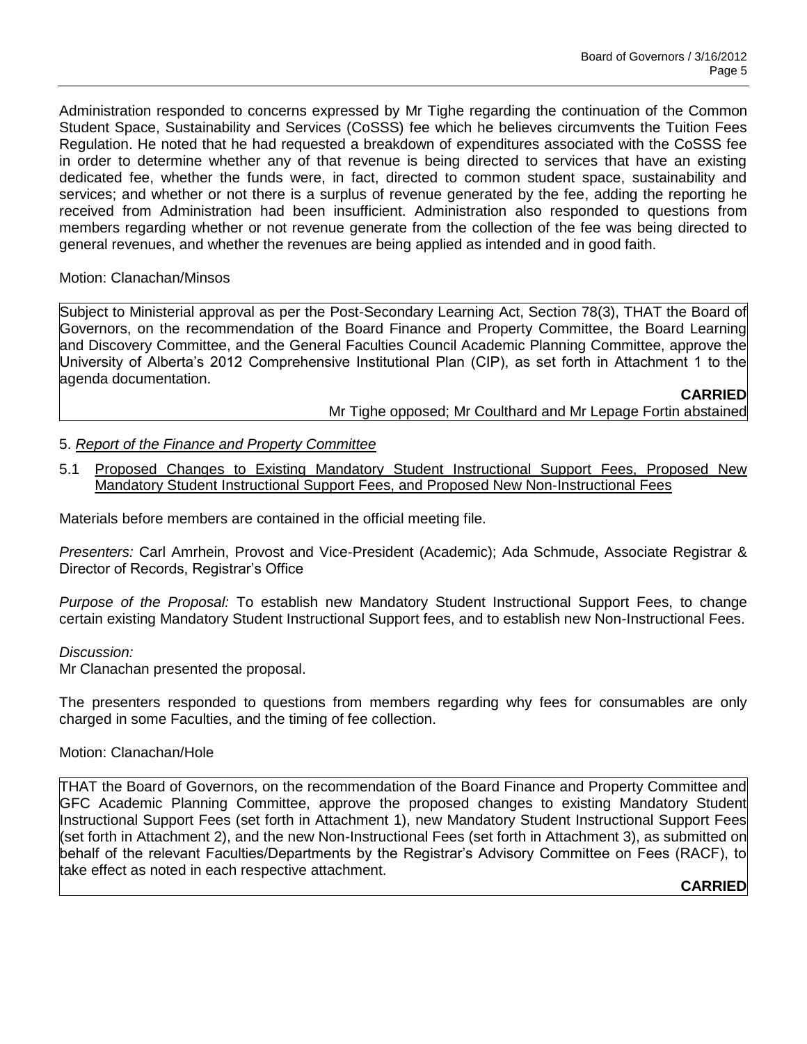Administration responded to concerns expressed by Mr Tighe regarding the continuation of the Common Student Space, Sustainability and Services (CoSSS) fee which he believes circumvents the Tuition Fees Regulation. He noted that he had requested a breakdown of expenditures associated with the CoSSS fee in order to determine whether any of that revenue is being directed to services that have an existing dedicated fee, whether the funds were, in fact, directed to common student space, sustainability and services; and whether or not there is a surplus of revenue generated by the fee, adding the reporting he received from Administration had been insufficient. Administration also responded to questions from members regarding whether or not revenue generate from the collection of the fee was being directed to general revenues, and whether the revenues are being applied as intended and in good faith.

Motion: Clanachan/Minsos

Subject to Ministerial approval as per the Post-Secondary Learning Act, Section 78(3), THAT the Board of Governors, on the recommendation of the Board Finance and Property Committee, the Board Learning and Discovery Committee, and the General Faculties Council Academic Planning Committee, approve the University of Alberta's 2012 Comprehensive Institutional Plan (CIP), as set forth in Attachment 1 to the agenda documentation.

**CARRIED**

Mr Tighe opposed; Mr Coulthard and Mr Lepage Fortin abstained

5. *Report of the Finance and Property Committee*

5.1 Proposed Changes to Existing Mandatory Student Instructional Support Fees, Proposed New Mandatory Student Instructional Support Fees, and Proposed New Non-Instructional Fees

Materials before members are contained in the official meeting file.

*Presenters:* Carl Amrhein, Provost and Vice-President (Academic); Ada Schmude, Associate Registrar & Director of Records, Registrar's Office

*Purpose of the Proposal:* To establish new Mandatory Student Instructional Support Fees, to change certain existing Mandatory Student Instructional Support fees, and to establish new Non-Instructional Fees.

*Discussion:*
Mr Clanachan presented the proposal.

The presenters responded to questions from members regarding why fees for consumables are only charged in some Faculties, and the timing of fee collection.

Motion: Clanachan/Hole

THAT the Board of Governors, on the recommendation of the Board Finance and Property Committee and GFC Academic Planning Committee, approve the proposed changes to existing Mandatory Student Instructional Support Fees (set forth in Attachment 1), new Mandatory Student Instructional Support Fees (set forth in Attachment 2), and the new Non-Instructional Fees (set forth in Attachment 3), as submitted on behalf of the relevant Faculties/Departments by the Registrar's Advisory Committee on Fees (RACF), to take effect as noted in each respective attachment.

**CARRIED**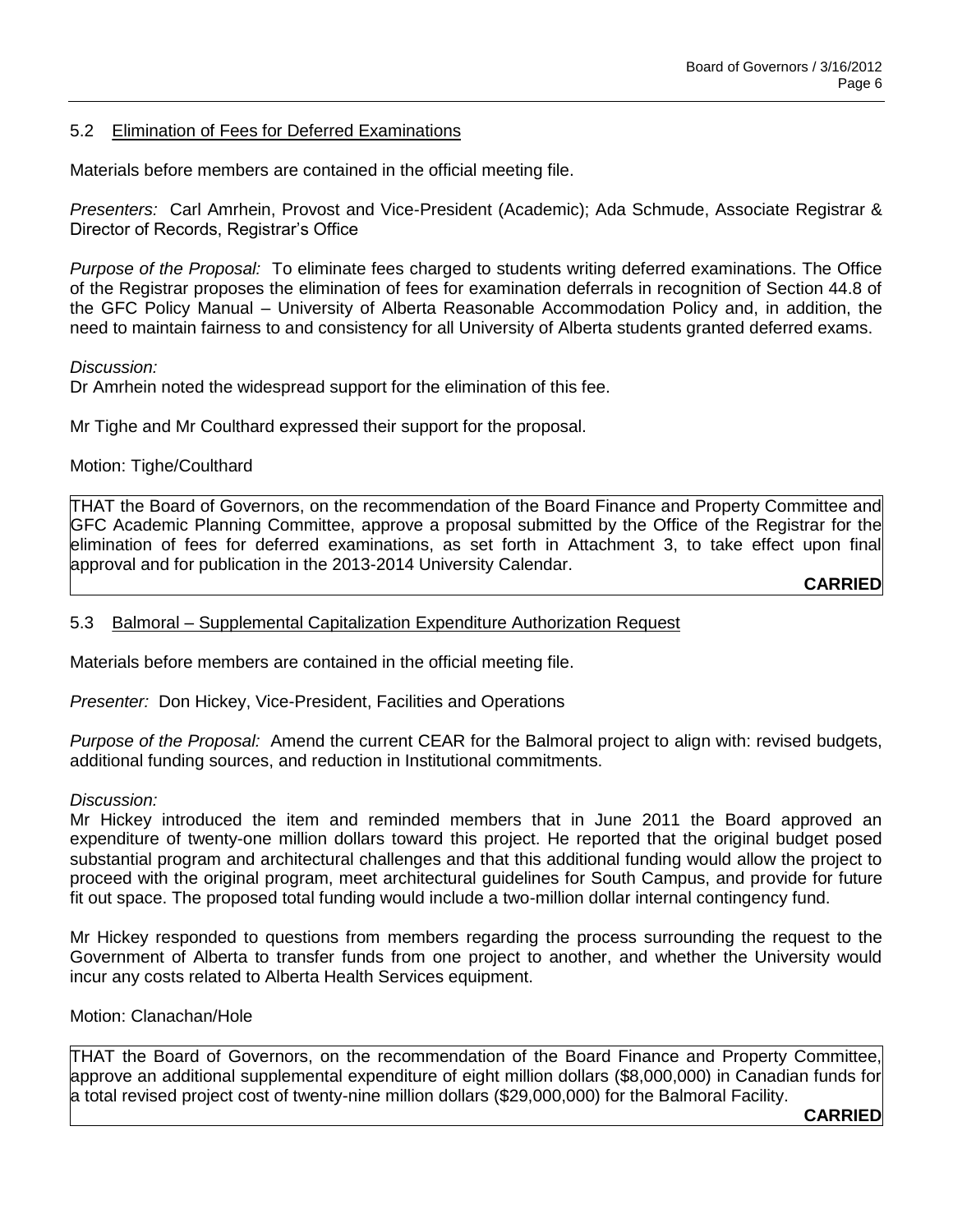## 5.2 Elimination of Fees for Deferred Examinations

Materials before members are contained in the official meeting file.

*Presenters:* Carl Amrhein, Provost and Vice-President (Academic); Ada Schmude, Associate Registrar & Director of Records, Registrar's Office

*Purpose of the Proposal:* To eliminate fees charged to students writing deferred examinations. The Office of the Registrar proposes the elimination of fees for examination deferrals in recognition of Section 44.8 of the GFC Policy Manual – University of Alberta Reasonable Accommodation Policy and, in addition, the need to maintain fairness to and consistency for all University of Alberta students granted deferred exams.

*Discussion:*

Dr Amrhein noted the widespread support for the elimination of this fee.

Mr Tighe and Mr Coulthard expressed their support for the proposal.

Motion: Tighe/Coulthard

THAT the Board of Governors, on the recommendation of the Board Finance and Property Committee and GFC Academic Planning Committee, approve a proposal submitted by the Office of the Registrar for the elimination of fees for deferred examinations, as set forth in Attachment 3, to take effect upon final approval and for publication in the 2013-2014 University Calendar.

**CARRIED**

## 5.3 Balmoral – Supplemental Capitalization Expenditure Authorization Request

Materials before members are contained in the official meeting file.

*Presenter:* Don Hickey, Vice-President, Facilities and Operations

*Purpose of the Proposal:* Amend the current CEAR for the Balmoral project to align with: revised budgets, additional funding sources, and reduction in Institutional commitments.

*Discussion:*

Mr Hickey introduced the item and reminded members that in June 2011 the Board approved an expenditure of twenty-one million dollars toward this project. He reported that the original budget posed substantial program and architectural challenges and that this additional funding would allow the project to proceed with the original program, meet architectural guidelines for South Campus, and provide for future fit out space. The proposed total funding would include a two-million dollar internal contingency fund.

Mr Hickey responded to questions from members regarding the process surrounding the request to the Government of Alberta to transfer funds from one project to another, and whether the University would incur any costs related to Alberta Health Services equipment.

Motion: Clanachan/Hole

THAT the Board of Governors, on the recommendation of the Board Finance and Property Committee, approve an additional supplemental expenditure of eight million dollars ($8,000,000) in Canadian funds for a total revised project cost of twenty-nine million dollars ($29,000,000) for the Balmoral Facility.

**CARRIED**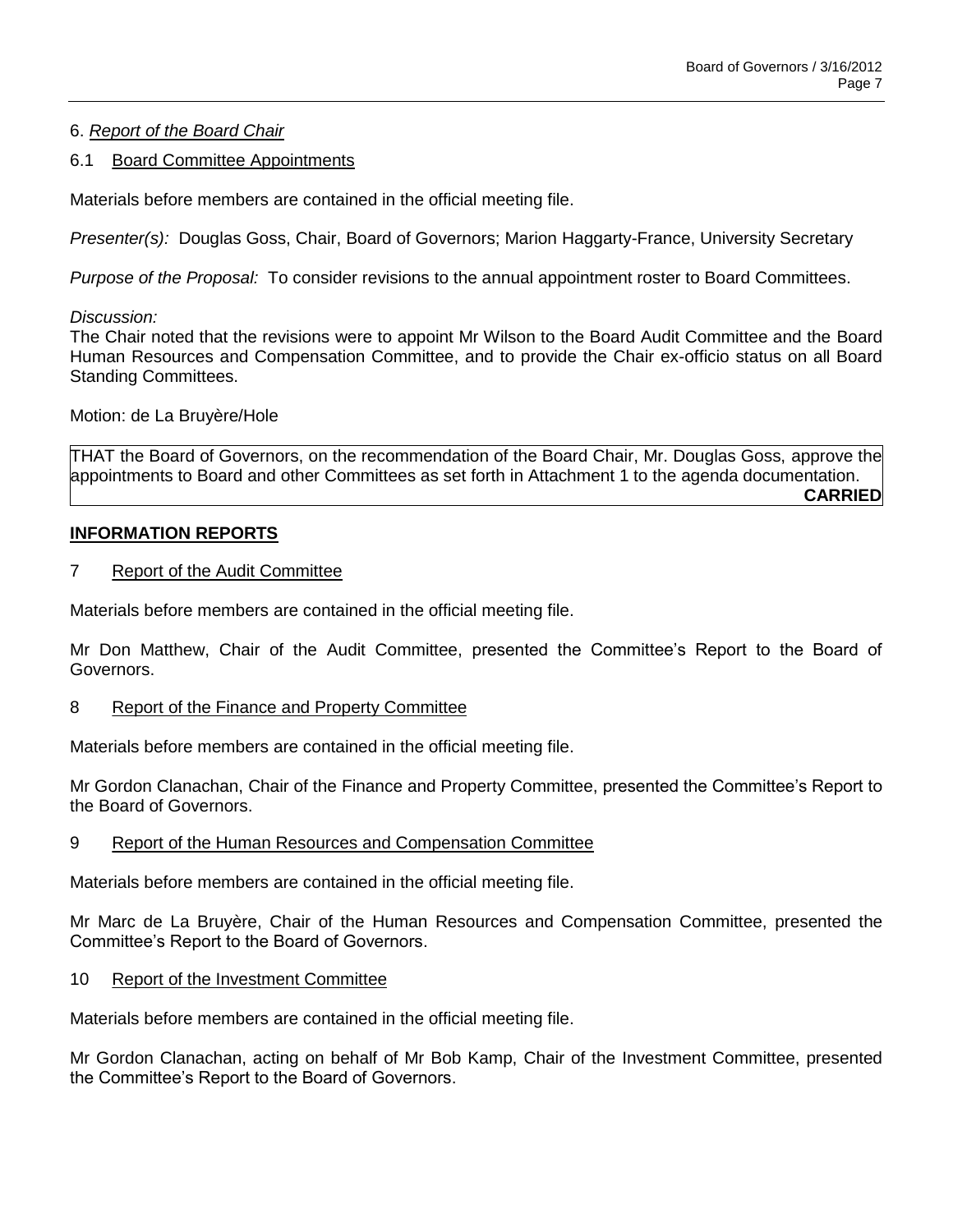## 6. *Report of the Board Chair*

### 6.1 Board Committee Appointments

Materials before members are contained in the official meeting file.

*Presenter(s):* Douglas Goss, Chair, Board of Governors; Marion Haggarty-France, University Secretary

*Purpose of the Proposal:* To consider revisions to the annual appointment roster to Board Committees.

*Discussion:*
The Chair noted that the revisions were to appoint Mr Wilson to the Board Audit Committee and the Board Human Resources and Compensation Committee, and to provide the Chair ex-officio status on all Board Standing Committees.

Motion: de La Bruyère/Hole

THAT the Board of Governors, on the recommendation of the Board Chair, Mr. Douglas Goss, approve the appointments to Board and other Committees as set forth in Attachment 1 to the agenda documentation.

**CARRIED**

## INFORMATION REPORTS

### 7 Report of the Audit Committee

Materials before members are contained in the official meeting file.

Mr Don Matthew, Chair of the Audit Committee, presented the Committee's Report to the Board of Governors.

### 8 Report of the Finance and Property Committee

Materials before members are contained in the official meeting file.

Mr Gordon Clanachan, Chair of the Finance and Property Committee, presented the Committee's Report to the Board of Governors.

### 9 Report of the Human Resources and Compensation Committee

Materials before members are contained in the official meeting file.

Mr Marc de La Bruyère, Chair of the Human Resources and Compensation Committee, presented the Committee's Report to the Board of Governors.

### 10 Report of the Investment Committee

Materials before members are contained in the official meeting file.

Mr Gordon Clanachan, acting on behalf of Mr Bob Kamp, Chair of the Investment Committee, presented the Committee's Report to the Board of Governors.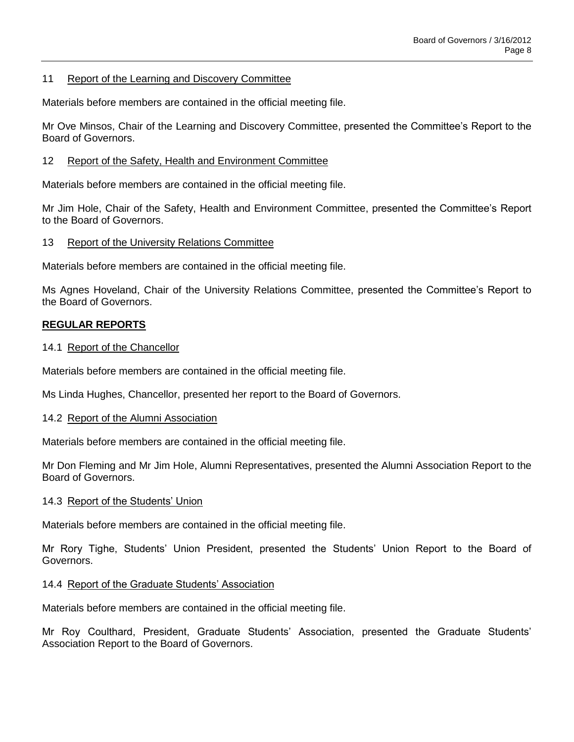## 11 Report of the Learning and Discovery Committee

Materials before members are contained in the official meeting file.

Mr Ove Minsos, Chair of the Learning and Discovery Committee, presented the Committee's Report to the Board of Governors.

## 12 Report of the Safety, Health and Environment Committee

Materials before members are contained in the official meeting file.

Mr Jim Hole, Chair of the Safety, Health and Environment Committee, presented the Committee's Report to the Board of Governors.

## 13 Report of the University Relations Committee

Materials before members are contained in the official meeting file.

Ms Agnes Hoveland, Chair of the University Relations Committee, presented the Committee's Report to the Board of Governors.

## REGULAR REPORTS

### 14.1 Report of the Chancellor

Materials before members are contained in the official meeting file.

Ms Linda Hughes, Chancellor, presented her report to the Board of Governors.

### 14.2 Report of the Alumni Association

Materials before members are contained in the official meeting file.

Mr Don Fleming and Mr Jim Hole, Alumni Representatives, presented the Alumni Association Report to the Board of Governors.

### 14.3 Report of the Students' Union

Materials before members are contained in the official meeting file.

Mr Rory Tighe, Students' Union President, presented the Students' Union Report to the Board of Governors.

### 14.4 Report of the Graduate Students' Association

Materials before members are contained in the official meeting file.

Mr Roy Coulthard, President, Graduate Students' Association, presented the Graduate Students' Association Report to the Board of Governors.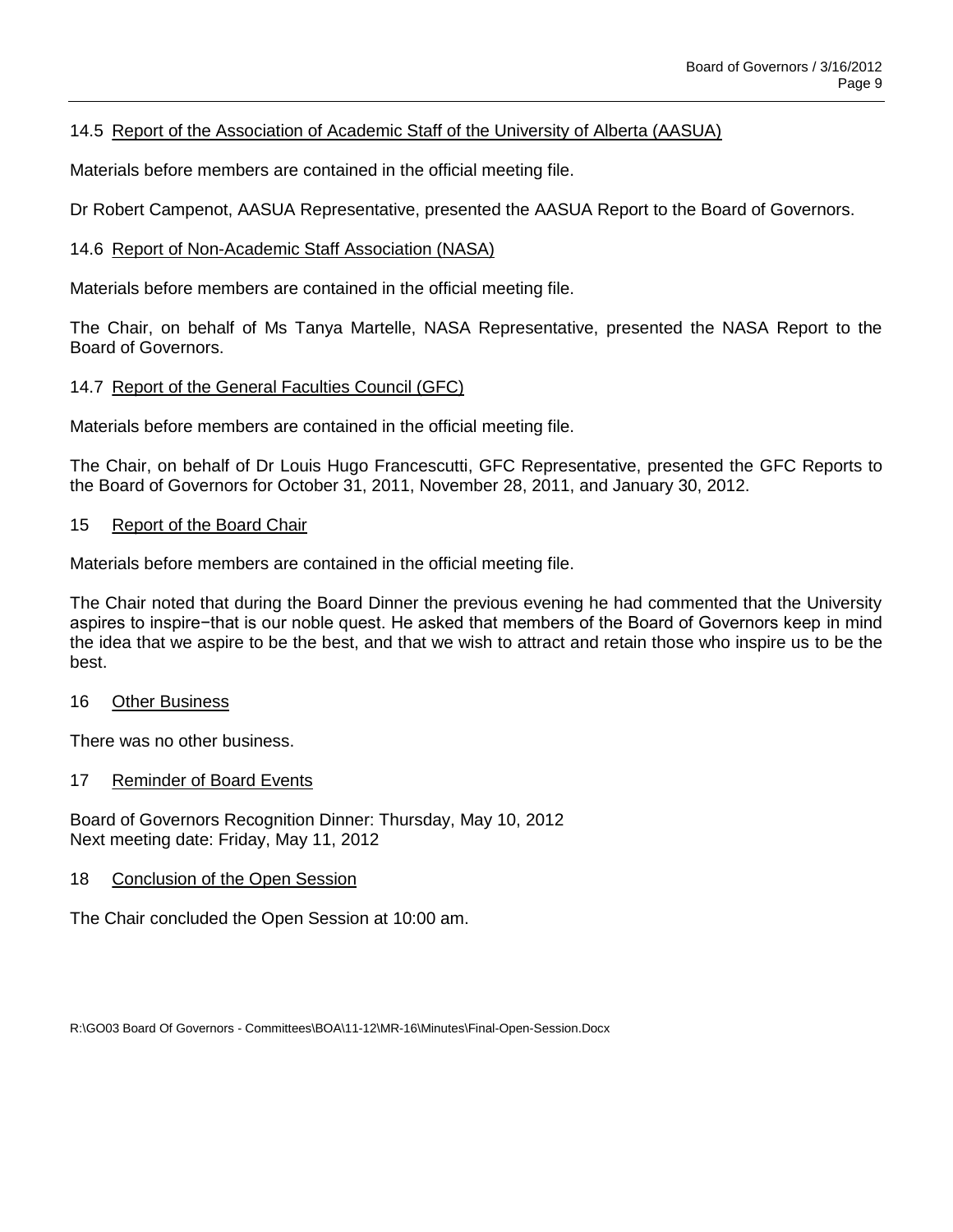### 14.5 Report of the Association of Academic Staff of the University of Alberta (AASUA)

Materials before members are contained in the official meeting file.

Dr Robert Campenot, AASUA Representative, presented the AASUA Report to the Board of Governors.

### 14.6 Report of Non-Academic Staff Association (NASA)

Materials before members are contained in the official meeting file.

The Chair, on behalf of Ms Tanya Martelle, NASA Representative, presented the NASA Report to the Board of Governors.

### 14.7 Report of the General Faculties Council (GFC)

Materials before members are contained in the official meeting file.

The Chair, on behalf of Dr Louis Hugo Francescutti, GFC Representative, presented the GFC Reports to the Board of Governors for October 31, 2011, November 28, 2011, and January 30, 2012.

## 15 Report of the Board Chair

Materials before members are contained in the official meeting file.

The Chair noted that during the Board Dinner the previous evening he had commented that the University aspires to inspire−that is our noble quest. He asked that members of the Board of Governors keep in mind the idea that we aspire to be the best, and that we wish to attract and retain those who inspire us to be the best.

## 16 Other Business

There was no other business.

## 17 Reminder of Board Events

Board of Governors Recognition Dinner: Thursday, May 10, 2012
Next meeting date: Friday, May 11, 2012

## 18 Conclusion of the Open Session

The Chair concluded the Open Session at 10:00 am.

R:\GO03 Board Of Governors - Committees\BOA\11-12\MR-16\Minutes\Final-Open-Session.Docx